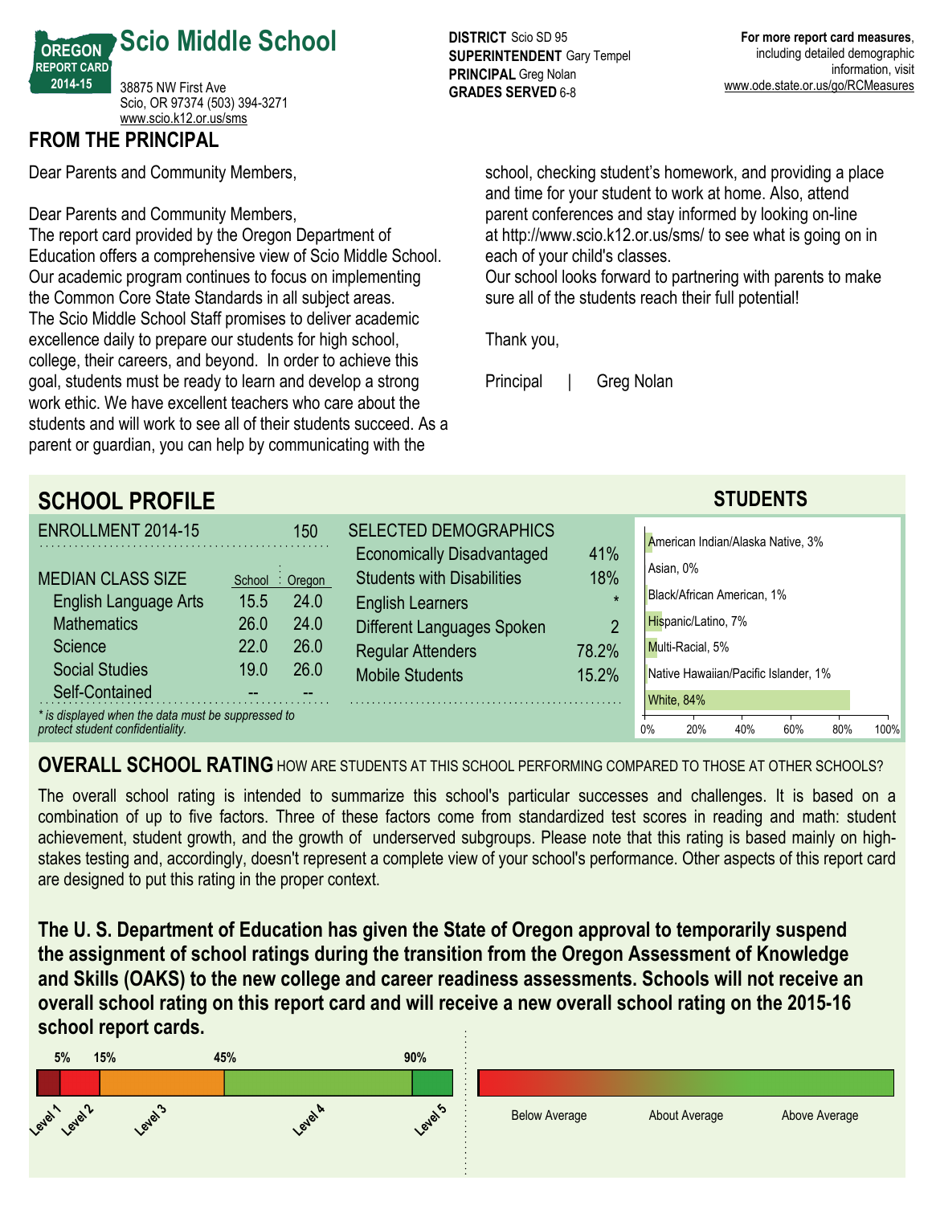# Scio Middle School

OREGON REPORT CARD 2014-15

38875 NW First Ave
Scio, OR 97374 (503) 394-3271
www.scio.k12.or.us/sms

**DISTRICT** Scio SD 95
**SUPERINTENDENT** Gary Tempel
**PRINCIPAL** Greg Nolan
**GRADES SERVED** 6-8

**For more report card measures**, including detailed demographic information, visit www.ode.state.or.us/go/RCMeasures

## FROM THE PRINCIPAL

Dear Parents and Community Members,

Dear Parents and Community Members,
The report card provided by the Oregon Department of Education offers a comprehensive view of Scio Middle School. Our academic program continues to focus on implementing the Common Core State Standards in all subject areas. The Scio Middle School Staff promises to deliver academic excellence daily to prepare our students for high school, college, their careers, and beyond. In order to achieve this goal, students must be ready to learn and develop a strong work ethic. We have excellent teachers who care about the students and will work to see all of their students succeed. As a parent or guardian, you can help by communicating with the school, checking student's homework, and providing a place and time for your student to work at home. Also, attend parent conferences and stay informed by looking on-line at http://www.scio.k12.or.us/sms/ to see what is going on in each of your child's classes.
Our school looks forward to partnering with parents to make sure all of the students reach their full potential!

Thank you,

Principal | Greg Nolan

## SCHOOL PROFILE

**ENROLLMENT 2014-15**: 150

| MEDIAN CLASS SIZE | School | Oregon |
|---|---|---|
| English Language Arts | 15.5 | 24.0 |
| Mathematics | 26.0 | 24.0 |
| Science | 22.0 | 26.0 |
| Social Studies | 19.0 | 26.0 |
| Self-Contained | -- | -- |

*\* is displayed when the data must be suppressed to protect student confidentiality.*

| SELECTED DEMOGRAPHICS | |
|---|---|
| Economically Disadvantaged | 41% |
| Students with Disabilities | 18% |
| English Learners | * |
| Different Languages Spoken | 2 |
| Regular Attenders | 78.2% |
| Mobile Students | 15.2% |

### STUDENTS

| Group | Percent |
|---|---|
| American Indian/Alaska Native | 3% |
| Asian | 0% |
| Black/African American | 1% |
| Hispanic/Latino | 7% |
| Multi-Racial | 5% |
| Native Hawaiian/Pacific Islander | 1% |
| White | 84% |

## OVERALL SCHOOL RATING HOW ARE STUDENTS AT THIS SCHOOL PERFORMING COMPARED TO THOSE AT OTHER SCHOOLS?

The overall school rating is intended to summarize this school's particular successes and challenges. It is based on a combination of up to five factors. Three of these factors come from standardized test scores in reading and math: student achievement, student growth, and the growth of underserved subgroups. Please note that this rating is based mainly on high-stakes testing and, accordingly, doesn't represent a complete view of your school's performance. Other aspects of this report card are designed to put this rating in the proper context.

**The U. S. Department of Education has given the State of Oregon approval to temporarily suspend the assignment of school ratings during the transition from the Oregon Assessment of Knowledge and Skills (OAKS) to the new college and career readiness assessments. Schools will not receive an overall school rating on this report card and will receive a new overall school rating on the 2015-16 school report cards.**

5% 15% 45% 90%

Level 1 Level 2 Level 3 Level 4 Level 5

Below Average About Average Above Average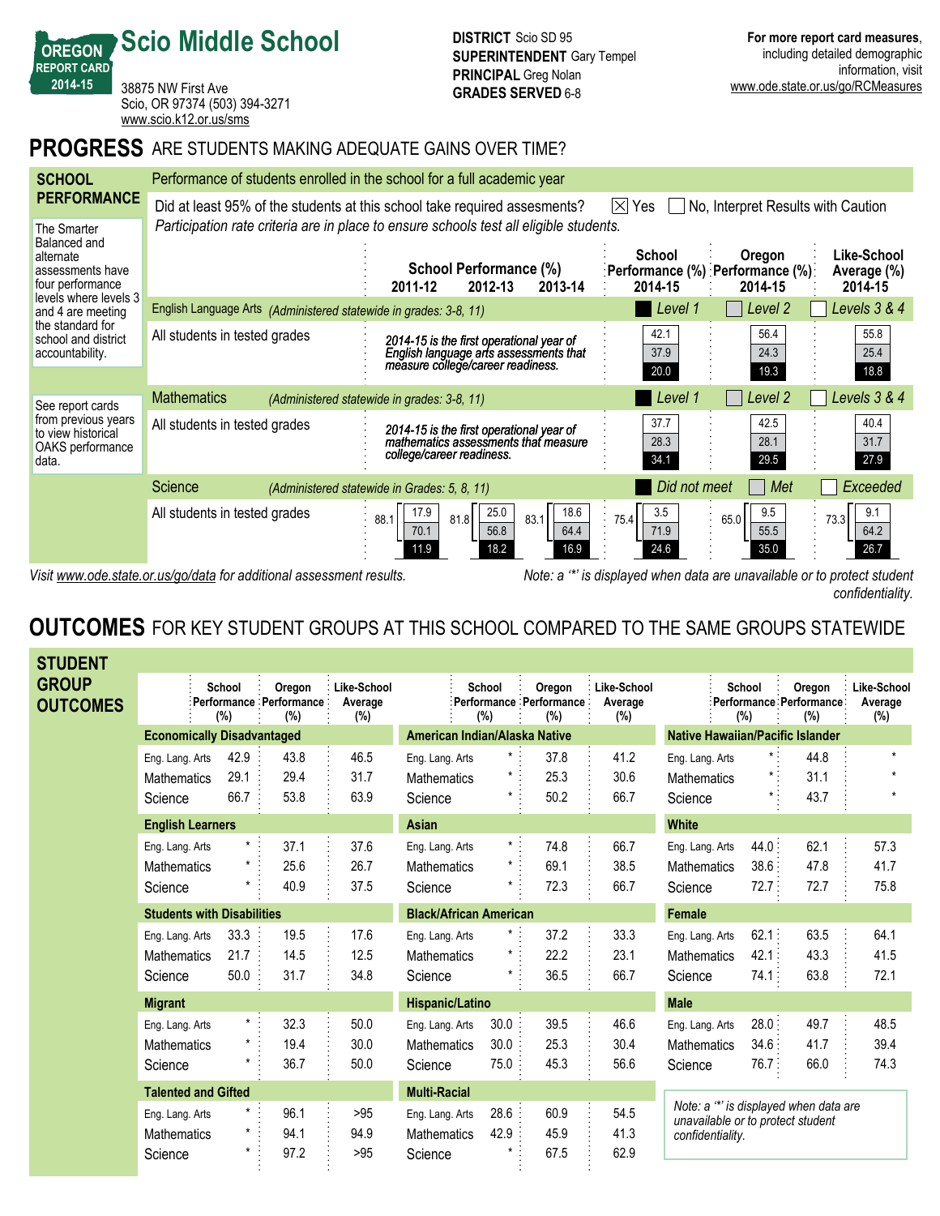# Scio Middle School

OREGON REPORT CARD 2014-15

38875 NW First Ave
Scio, OR 97374 (503) 394-3271
www.scio.k12.or.us/sms

**DISTRICT** Scio SD 95
**SUPERINTENDENT** Gary Tempel
**PRINCIPAL** Greg Nolan
**GRADES SERVED** 6-8

**For more report card measures**, including detailed demographic information, visit www.ode.state.or.us/go/RCMeasures

## PROGRESS ARE STUDENTS MAKING ADEQUATE GAINS OVER TIME?

### SCHOOL PERFORMANCE

Performance of students enrolled in the school for a full academic year

Did at least 95% of the students at this school take required assesments? ☒ Yes ☐ No, Interpret Results with Caution

*Participation rate criteria are in place to ensure schools test all eligible students.*

The Smarter Balanced and alternate assessments have four performance levels where levels 3 and 4 are meeting the standard for school and district accountability.

See report cards from previous years to view historical OAKS performance data.

| | School Performance (%) 2011-12 | 2012-13 | 2013-14 | School Performance (%) 2014-15 | Oregon Performance (%) 2014-15 | Like-School Average (%) 2014-15 |
|---|---|---|---|---|---|---|
| **English Language Arts** *(Administered statewide in grades: 3-8, 11)* | | | | Level 1 | Level 2 | Levels 3 & 4 |
| All students in tested grades | *2014-15 is the first operational year of English language arts assessments that measure college/career readiness.* | | | 42.1 / 37.9 / 20.0 | 56.4 / 24.3 / 19.3 | 55.8 / 25.4 / 18.8 |
| **Mathematics** *(Administered statewide in grades: 3-8, 11)* | | | | Level 1 | Level 2 | Levels 3 & 4 |
| All students in tested grades | *2014-15 is the first operational year of mathematics assessments that measure college/career readiness.* | | | 37.7 / 28.3 / 34.1 | 42.5 / 28.1 / 29.5 | 40.4 / 31.7 / 27.9 |
| **Science** *(Administered statewide in Grades: 5, 8, 11)* | | | | Did not meet | Met | Exceeded |
| All students in tested grades | 88.1: 17.9 / 70.1 / 11.9 | 81.8: 25.0 / 56.8 / 18.2 | 83.1: 18.6 / 64.4 / 16.9 | 75.4: 3.5 / 71.9 / 24.6 | 65.0: 9.5 / 55.5 / 35.0 | 73.3: 9.1 / 64.2 / 26.7 |

*Visit www.ode.state.or.us/go/data for additional assessment results.*

*Note: a '*' is displayed when data are unavailable or to protect student confidentiality.*

## OUTCOMES FOR KEY STUDENT GROUPS AT THIS SCHOOL COMPARED TO THE SAME GROUPS STATEWIDE

### STUDENT GROUP OUTCOMES

| | School Performance (%) | Oregon Performance (%) | Like-School Average (%) |
|---|---|---|---|
| **Economically Disadvantaged** | | | |
| Eng. Lang. Arts | 42.9 | 43.8 | 46.5 |
| Mathematics | 29.1 | 29.4 | 31.7 |
| Science | 66.7 | 53.8 | 63.9 |
| **English Learners** | | | |
| Eng. Lang. Arts | * | 37.1 | 37.6 |
| Mathematics | * | 25.6 | 26.7 |
| Science | * | 40.9 | 37.5 |
| **Students with Disabilities** | | | |
| Eng. Lang. Arts | 33.3 | 19.5 | 17.6 |
| Mathematics | 21.7 | 14.5 | 12.5 |
| Science | 50.0 | 31.7 | 34.8 |
| **Migrant** | | | |
| Eng. Lang. Arts | * | 32.3 | 50.0 |
| Mathematics | * | 19.4 | 30.0 |
| Science | * | 36.7 | 50.0 |
| **Talented and Gifted** | | | |
| Eng. Lang. Arts | * | 96.1 | >95 |
| Mathematics | * | 94.1 | 94.9 |
| Science | * | 97.2 | >95 |
| **American Indian/Alaska Native** | | | |
| Eng. Lang. Arts | * | 37.8 | 41.2 |
| Mathematics | * | 25.3 | 30.6 |
| Science | * | 50.2 | 66.7 |
| **Asian** | | | |
| Eng. Lang. Arts | * | 74.8 | 66.7 |
| Mathematics | * | 69.1 | 38.5 |
| Science | * | 72.3 | 66.7 |
| **Black/African American** | | | |
| Eng. Lang. Arts | * | 37.2 | 33.3 |
| Mathematics | * | 22.2 | 23.1 |
| Science | * | 36.5 | 66.7 |
| **Hispanic/Latino** | | | |
| Eng. Lang. Arts | 30.0 | 39.5 | 46.6 |
| Mathematics | 30.0 | 25.3 | 30.4 |
| Science | 75.0 | 45.3 | 56.6 |
| **Multi-Racial** | | | |
| Eng. Lang. Arts | 28.6 | 60.9 | 54.5 |
| Mathematics | 42.9 | 45.9 | 41.3 |
| Science | * | 67.5 | 62.9 |
| **Native Hawaiian/Pacific Islander** | | | |
| Eng. Lang. Arts | * | 44.8 | * |
| Mathematics | * | 31.1 | * |
| Science | * | 43.7 | * |
| **White** | | | |
| Eng. Lang. Arts | 44.0 | 62.1 | 57.3 |
| Mathematics | 38.6 | 47.8 | 41.7 |
| Science | 72.7 | 72.7 | 75.8 |
| **Female** | | | |
| Eng. Lang. Arts | 62.1 | 63.5 | 64.1 |
| Mathematics | 42.1 | 43.3 | 41.5 |
| Science | 74.1 | 63.8 | 72.1 |
| **Male** | | | |
| Eng. Lang. Arts | 28.0 | 49.7 | 48.5 |
| Mathematics | 34.6 | 41.7 | 39.4 |
| Science | 76.7 | 66.0 | 74.3 |

*Note: a '*' is displayed when data are unavailable or to protect student confidentiality.*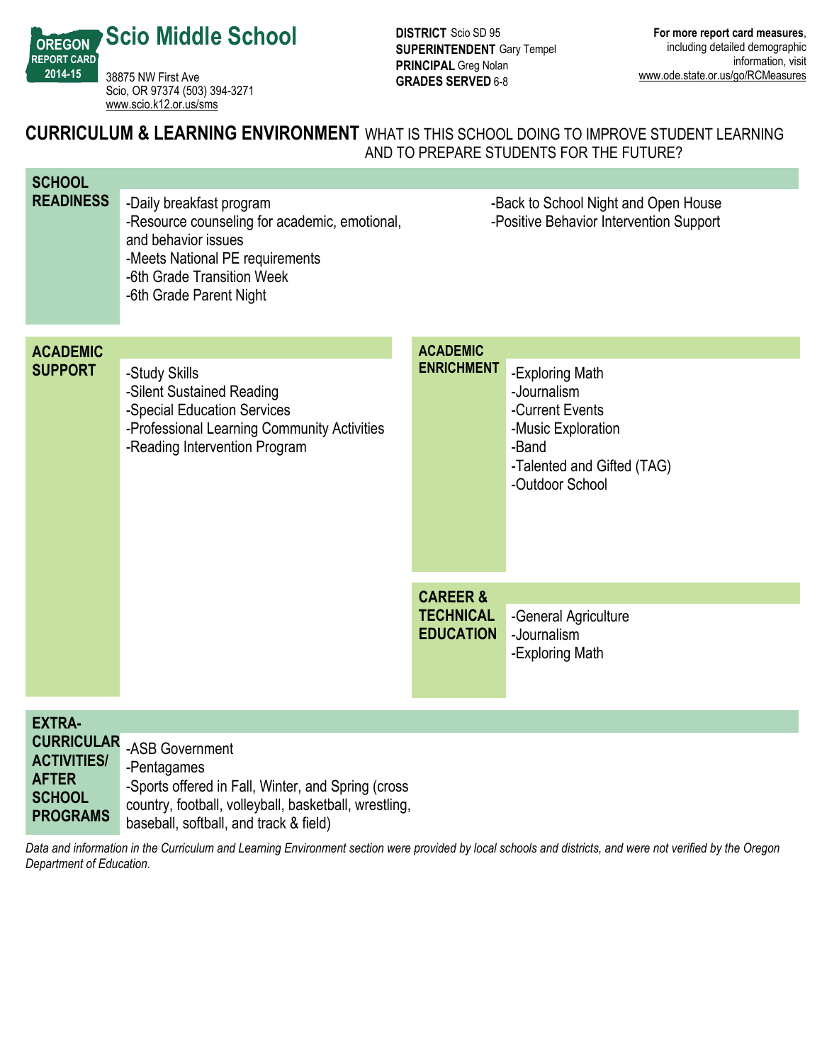**OREGON REPORT CARD 2014-15**

# Scio Middle School

38875 NW First Ave
Scio, OR 97374 (503) 394-3271
www.scio.k12.or.us/sms

**DISTRICT** Scio SD 95
**SUPERINTENDENT** Gary Tempel
**PRINCIPAL** Greg Nolan
**GRADES SERVED** 6-8

**For more report card measures**, including detailed demographic information, visit www.ode.state.or.us/go/RCMeasures

## CURRICULUM & LEARNING ENVIRONMENT WHAT IS THIS SCHOOL DOING TO IMPROVE STUDENT LEARNING AND TO PREPARE STUDENTS FOR THE FUTURE?

### SCHOOL READINESS

-Daily breakfast program
-Resource counseling for academic, emotional, and behavior issues
-Meets National PE requirements
-6th Grade Transition Week
-6th Grade Parent Night
-Back to School Night and Open House
-Positive Behavior Intervention Support

### ACADEMIC SUPPORT

-Study Skills
-Silent Sustained Reading
-Special Education Services
-Professional Learning Community Activities
-Reading Intervention Program

### ACADEMIC ENRICHMENT

-Exploring Math
-Journalism
-Current Events
-Music Exploration
-Band
-Talented and Gifted (TAG)
-Outdoor School

### CAREER & TECHNICAL EDUCATION

-General Agriculture
-Journalism
-Exploring Math

### EXTRA-CURRICULAR ACTIVITIES/ AFTER SCHOOL PROGRAMS

-ASB Government
-Pentagames
-Sports offered in Fall, Winter, and Spring (cross country, football, volleyball, basketball, wrestling, baseball, softball, and track & field)

*Data and information in the Curriculum and Learning Environment section were provided by local schools and districts, and were not verified by the Oregon Department of Education.*